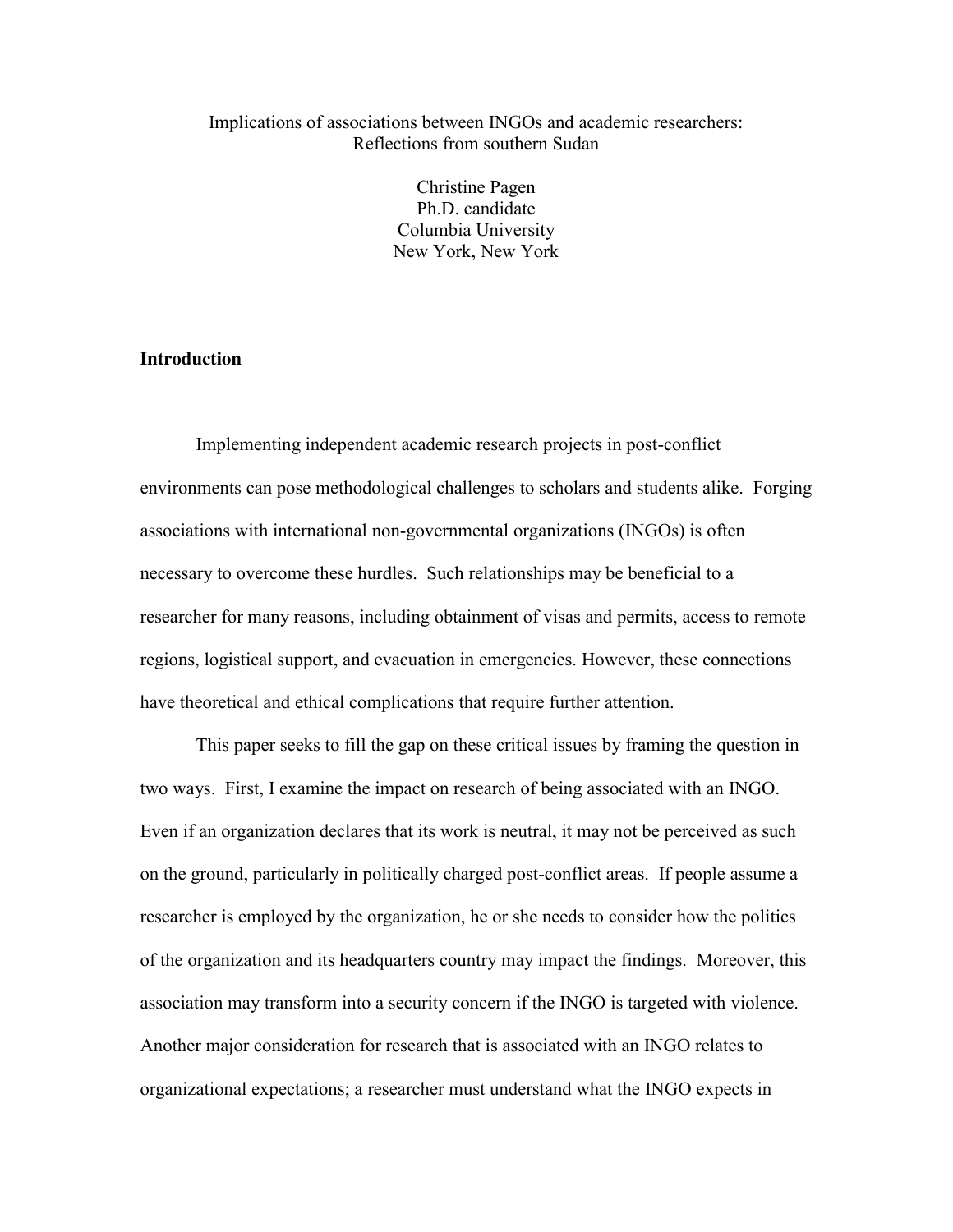# Implications of associations between INGOs and academic researchers: Reflections from southern Sudan

Christine Pagen
Ph.D. candidate
Columbia University
New York, New York

## Introduction

Implementing independent academic research projects in post-conflict environments can pose methodological challenges to scholars and students alike. Forging associations with international non-governmental organizations (INGOs) is often necessary to overcome these hurdles. Such relationships may be beneficial to a researcher for many reasons, including obtainment of visas and permits, access to remote regions, logistical support, and evacuation in emergencies. However, these connections have theoretical and ethical complications that require further attention.

This paper seeks to fill the gap on these critical issues by framing the question in two ways. First, I examine the impact on research of being associated with an INGO. Even if an organization declares that its work is neutral, it may not be perceived as such on the ground, particularly in politically charged post-conflict areas. If people assume a researcher is employed by the organization, he or she needs to consider how the politics of the organization and its headquarters country may impact the findings. Moreover, this association may transform into a security concern if the INGO is targeted with violence. Another major consideration for research that is associated with an INGO relates to organizational expectations; a researcher must understand what the INGO expects in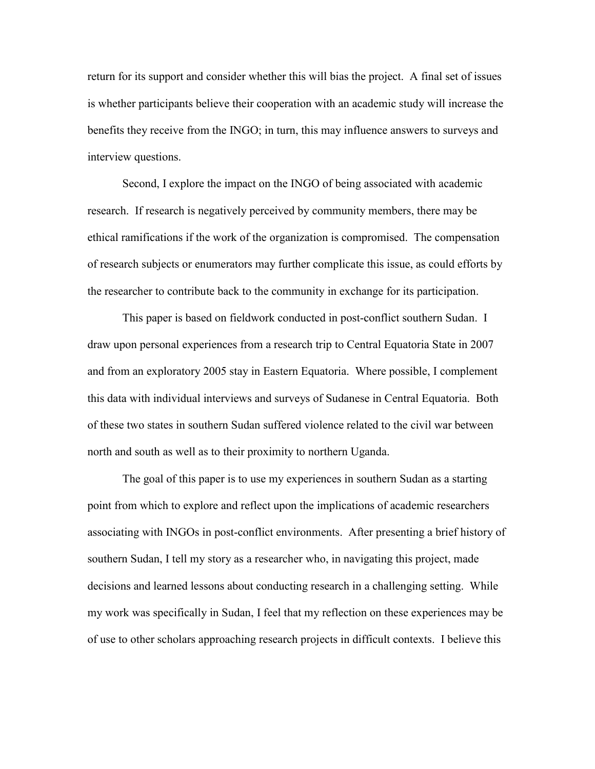return for its support and consider whether this will bias the project. A final set of issues is whether participants believe their cooperation with an academic study will increase the benefits they receive from the INGO; in turn, this may influence answers to surveys and interview questions.

Second, I explore the impact on the INGO of being associated with academic research. If research is negatively perceived by community members, there may be ethical ramifications if the work of the organization is compromised. The compensation of research subjects or enumerators may further complicate this issue, as could efforts by the researcher to contribute back to the community in exchange for its participation.

This paper is based on fieldwork conducted in post-conflict southern Sudan. I draw upon personal experiences from a research trip to Central Equatoria State in 2007 and from an exploratory 2005 stay in Eastern Equatoria. Where possible, I complement this data with individual interviews and surveys of Sudanese in Central Equatoria. Both of these two states in southern Sudan suffered violence related to the civil war between north and south as well as to their proximity to northern Uganda.

The goal of this paper is to use my experiences in southern Sudan as a starting point from which to explore and reflect upon the implications of academic researchers associating with INGOs in post-conflict environments. After presenting a brief history of southern Sudan, I tell my story as a researcher who, in navigating this project, made decisions and learned lessons about conducting research in a challenging setting. While my work was specifically in Sudan, I feel that my reflection on these experiences may be of use to other scholars approaching research projects in difficult contexts. I believe this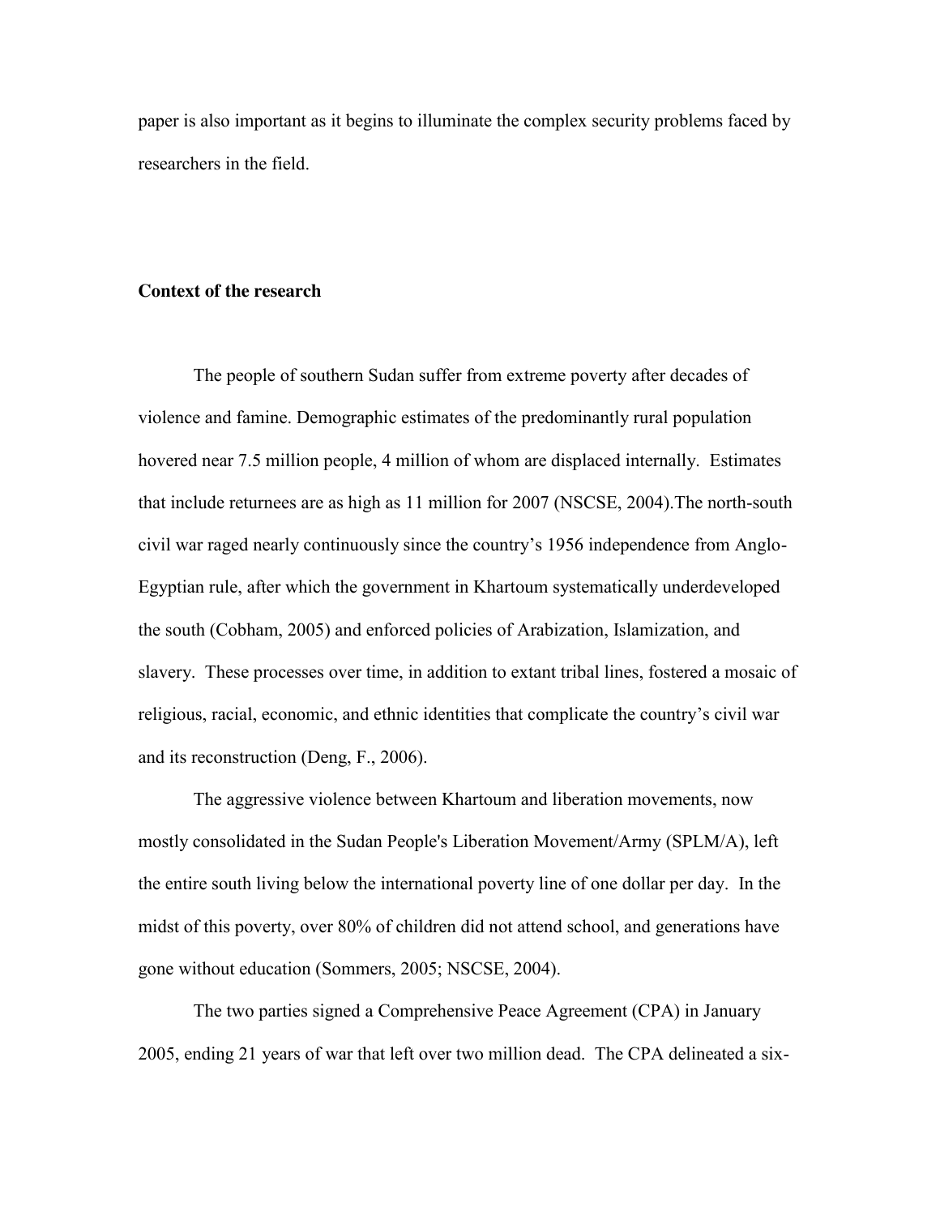paper is also important as it begins to illuminate the complex security problems faced by researchers in the field.

**Context of the research**

The people of southern Sudan suffer from extreme poverty after decades of violence and famine. Demographic estimates of the predominantly rural population hovered near 7.5 million people, 4 million of whom are displaced internally. Estimates that include returnees are as high as 11 million for 2007 (NSCSE, 2004).The north-south civil war raged nearly continuously since the country's 1956 independence from Anglo-Egyptian rule, after which the government in Khartoum systematically underdeveloped the south (Cobham, 2005) and enforced policies of Arabization, Islamization, and slavery. These processes over time, in addition to extant tribal lines, fostered a mosaic of religious, racial, economic, and ethnic identities that complicate the country's civil war and its reconstruction (Deng, F., 2006).

The aggressive violence between Khartoum and liberation movements, now mostly consolidated in the Sudan People's Liberation Movement/Army (SPLM/A), left the entire south living below the international poverty line of one dollar per day. In the midst of this poverty, over 80% of children did not attend school, and generations have gone without education (Sommers, 2005; NSCSE, 2004).

The two parties signed a Comprehensive Peace Agreement (CPA) in January 2005, ending 21 years of war that left over two million dead. The CPA delineated a six-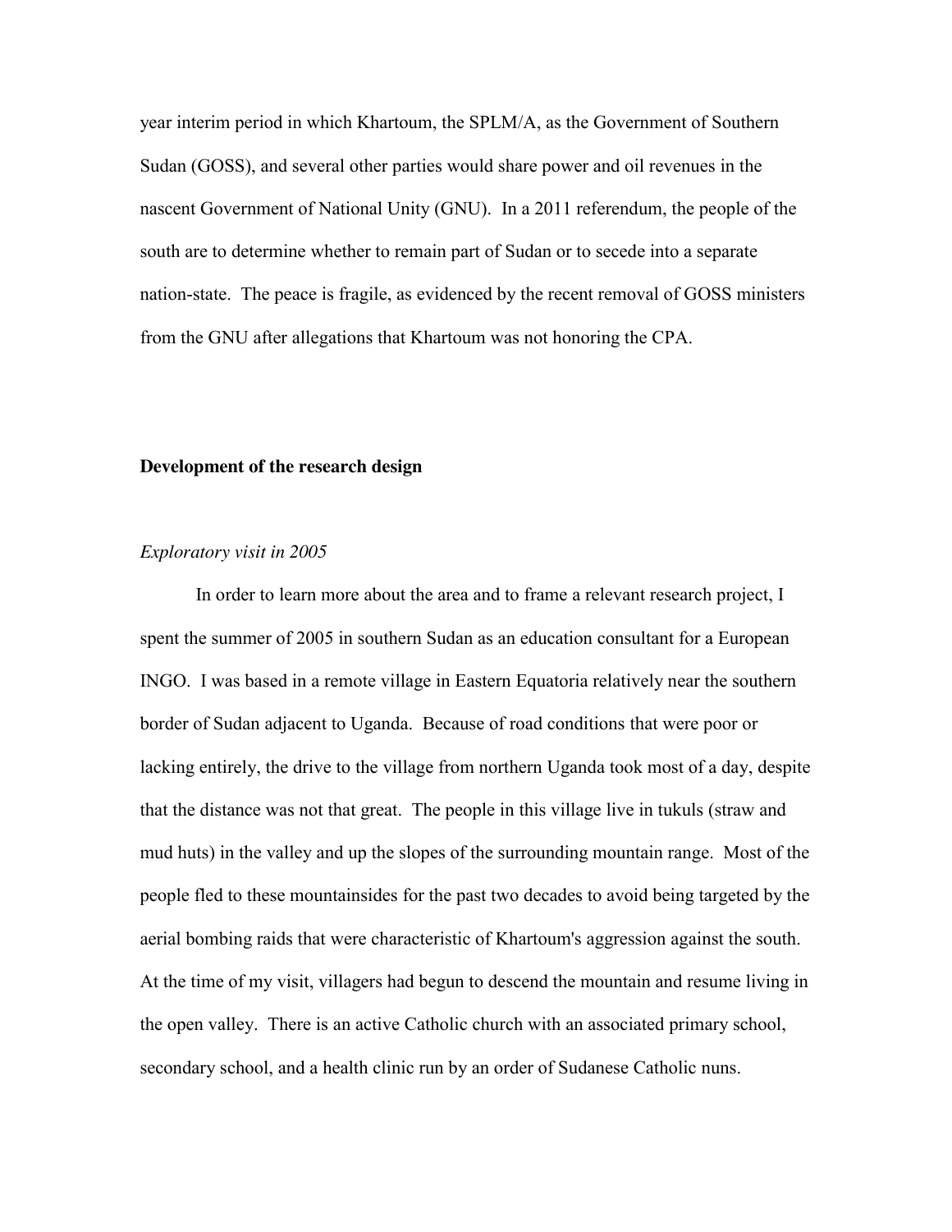year interim period in which Khartoum, the SPLM/A, as the Government of Southern Sudan (GOSS), and several other parties would share power and oil revenues in the nascent Government of National Unity (GNU). In a 2011 referendum, the people of the south are to determine whether to remain part of Sudan or to secede into a separate nation-state. The peace is fragile, as evidenced by the recent removal of GOSS ministers from the GNU after allegations that Khartoum was not honoring the CPA.

**Development of the research design**

*Exploratory visit in 2005*

In order to learn more about the area and to frame a relevant research project, I spent the summer of 2005 in southern Sudan as an education consultant for a European INGO. I was based in a remote village in Eastern Equatoria relatively near the southern border of Sudan adjacent to Uganda. Because of road conditions that were poor or lacking entirely, the drive to the village from northern Uganda took most of a day, despite that the distance was not that great. The people in this village live in tukuls (straw and mud huts) in the valley and up the slopes of the surrounding mountain range. Most of the people fled to these mountainsides for the past two decades to avoid being targeted by the aerial bombing raids that were characteristic of Khartoum's aggression against the south. At the time of my visit, villagers had begun to descend the mountain and resume living in the open valley. There is an active Catholic church with an associated primary school, secondary school, and a health clinic run by an order of Sudanese Catholic nuns.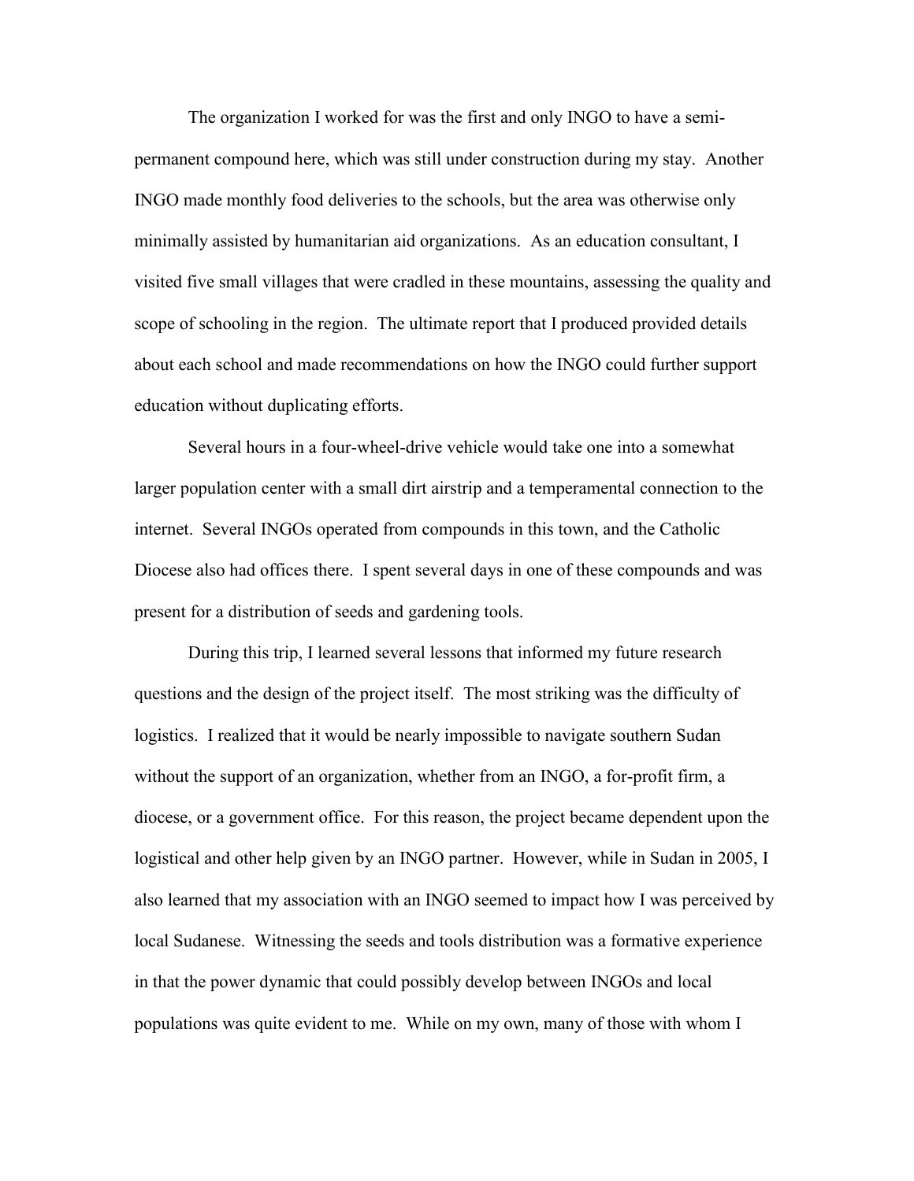The organization I worked for was the first and only INGO to have a semi-permanent compound here, which was still under construction during my stay. Another INGO made monthly food deliveries to the schools, but the area was otherwise only minimally assisted by humanitarian aid organizations. As an education consultant, I visited five small villages that were cradled in these mountains, assessing the quality and scope of schooling in the region. The ultimate report that I produced provided details about each school and made recommendations on how the INGO could further support education without duplicating efforts.

Several hours in a four-wheel-drive vehicle would take one into a somewhat larger population center with a small dirt airstrip and a temperamental connection to the internet. Several INGOs operated from compounds in this town, and the Catholic Diocese also had offices there. I spent several days in one of these compounds and was present for a distribution of seeds and gardening tools.

During this trip, I learned several lessons that informed my future research questions and the design of the project itself. The most striking was the difficulty of logistics. I realized that it would be nearly impossible to navigate southern Sudan without the support of an organization, whether from an INGO, a for-profit firm, a diocese, or a government office. For this reason, the project became dependent upon the logistical and other help given by an INGO partner. However, while in Sudan in 2005, I also learned that my association with an INGO seemed to impact how I was perceived by local Sudanese. Witnessing the seeds and tools distribution was a formative experience in that the power dynamic that could possibly develop between INGOs and local populations was quite evident to me. While on my own, many of those with whom I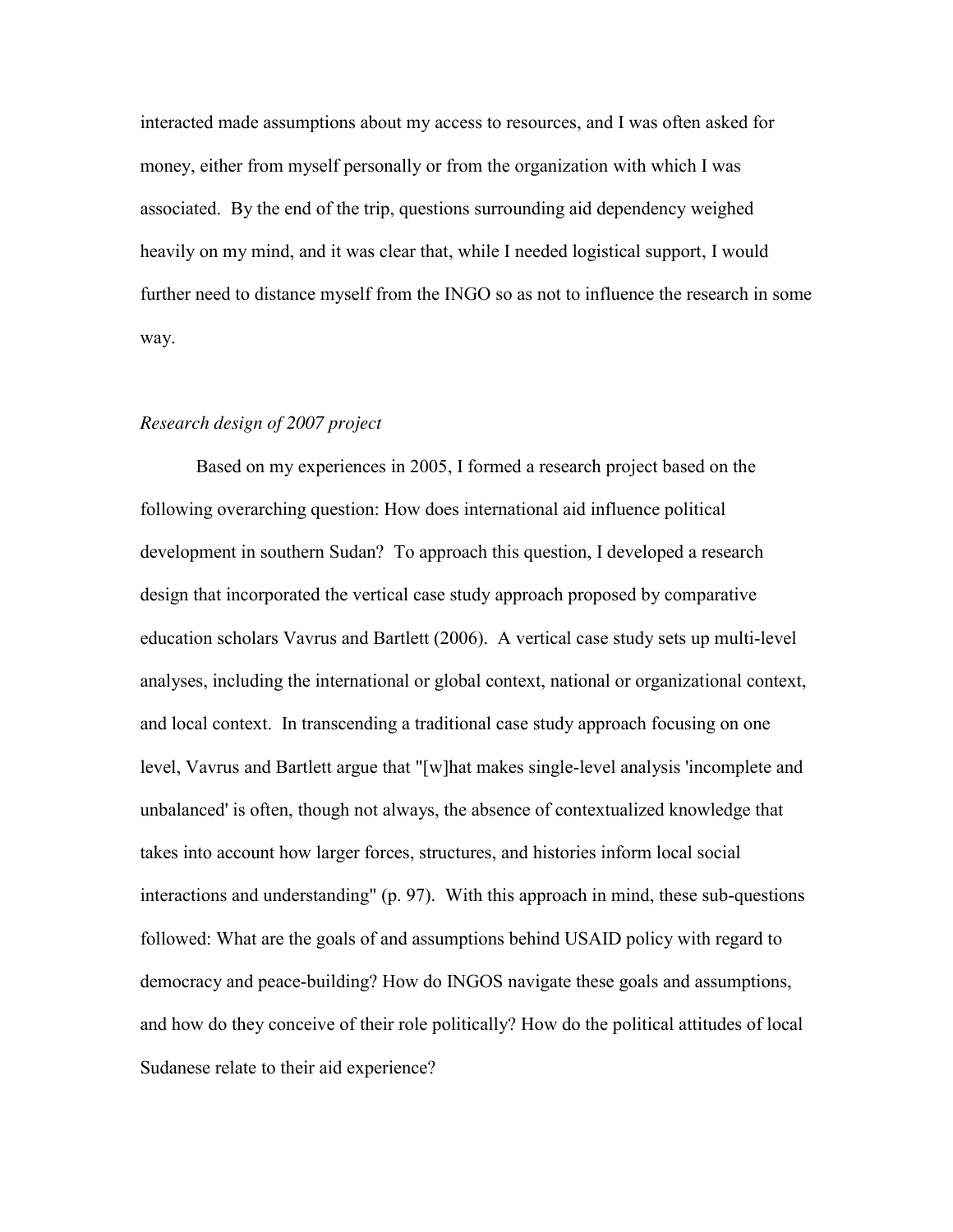interacted made assumptions about my access to resources, and I was often asked for money, either from myself personally or from the organization with which I was associated. By the end of the trip, questions surrounding aid dependency weighed heavily on my mind, and it was clear that, while I needed logistical support, I would further need to distance myself from the INGO so as not to influence the research in some way.

*Research design of 2007 project*

Based on my experiences in 2005, I formed a research project based on the following overarching question: How does international aid influence political development in southern Sudan? To approach this question, I developed a research design that incorporated the vertical case study approach proposed by comparative education scholars Vavrus and Bartlett (2006). A vertical case study sets up multi-level analyses, including the international or global context, national or organizational context, and local context. In transcending a traditional case study approach focusing on one level, Vavrus and Bartlett argue that "[w]hat makes single-level analysis 'incomplete and unbalanced' is often, though not always, the absence of contextualized knowledge that takes into account how larger forces, structures, and histories inform local social interactions and understanding" (p. 97). With this approach in mind, these sub-questions followed: What are the goals of and assumptions behind USAID policy with regard to democracy and peace-building? How do INGOS navigate these goals and assumptions, and how do they conceive of their role politically? How do the political attitudes of local Sudanese relate to their aid experience?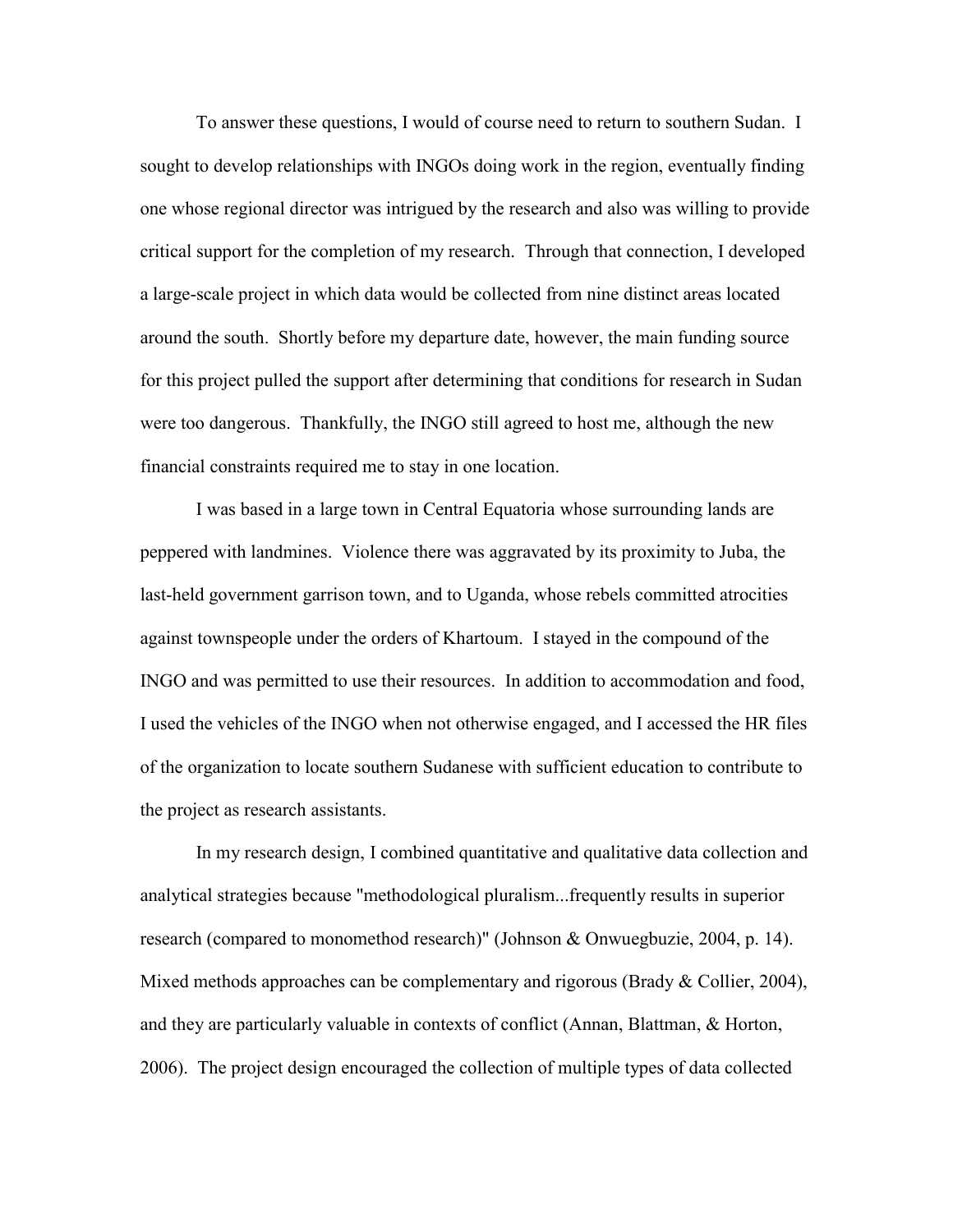To answer these questions, I would of course need to return to southern Sudan. I sought to develop relationships with INGOs doing work in the region, eventually finding one whose regional director was intrigued by the research and also was willing to provide critical support for the completion of my research. Through that connection, I developed a large-scale project in which data would be collected from nine distinct areas located around the south. Shortly before my departure date, however, the main funding source for this project pulled the support after determining that conditions for research in Sudan were too dangerous. Thankfully, the INGO still agreed to host me, although the new financial constraints required me to stay in one location.

I was based in a large town in Central Equatoria whose surrounding lands are peppered with landmines. Violence there was aggravated by its proximity to Juba, the last-held government garrison town, and to Uganda, whose rebels committed atrocities against townspeople under the orders of Khartoum. I stayed in the compound of the INGO and was permitted to use their resources. In addition to accommodation and food, I used the vehicles of the INGO when not otherwise engaged, and I accessed the HR files of the organization to locate southern Sudanese with sufficient education to contribute to the project as research assistants.

In my research design, I combined quantitative and qualitative data collection and analytical strategies because "methodological pluralism...frequently results in superior research (compared to monomethod research)" (Johnson & Onwuegbuzie, 2004, p. 14). Mixed methods approaches can be complementary and rigorous (Brady & Collier, 2004), and they are particularly valuable in contexts of conflict (Annan, Blattman, & Horton, 2006). The project design encouraged the collection of multiple types of data collected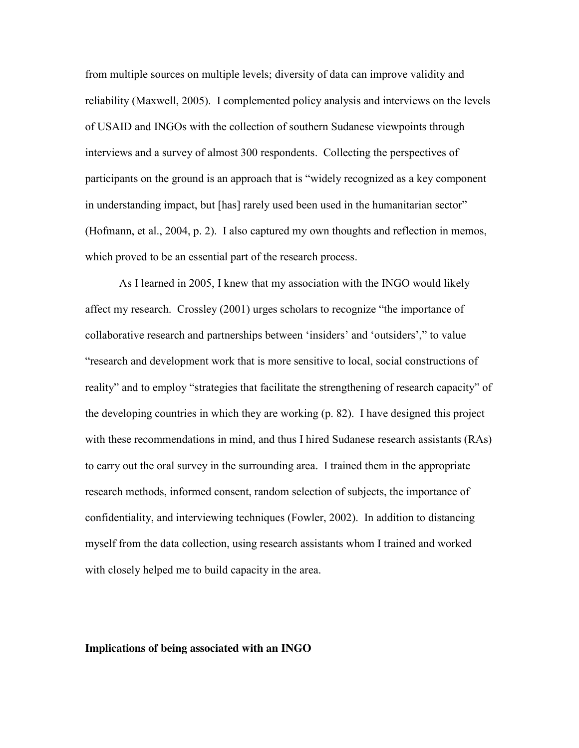from multiple sources on multiple levels; diversity of data can improve validity and reliability (Maxwell, 2005). I complemented policy analysis and interviews on the levels of USAID and INGOs with the collection of southern Sudanese viewpoints through interviews and a survey of almost 300 respondents. Collecting the perspectives of participants on the ground is an approach that is "widely recognized as a key component in understanding impact, but [has] rarely used been used in the humanitarian sector" (Hofmann, et al., 2004, p. 2). I also captured my own thoughts and reflection in memos, which proved to be an essential part of the research process.

As I learned in 2005, I knew that my association with the INGO would likely affect my research. Crossley (2001) urges scholars to recognize "the importance of collaborative research and partnerships between 'insiders' and 'outsiders'," to value "research and development work that is more sensitive to local, social constructions of reality" and to employ "strategies that facilitate the strengthening of research capacity" of the developing countries in which they are working (p. 82). I have designed this project with these recommendations in mind, and thus I hired Sudanese research assistants (RAs) to carry out the oral survey in the surrounding area. I trained them in the appropriate research methods, informed consent, random selection of subjects, the importance of confidentiality, and interviewing techniques (Fowler, 2002). In addition to distancing myself from the data collection, using research assistants whom I trained and worked with closely helped me to build capacity in the area.

**Implications of being associated with an INGO**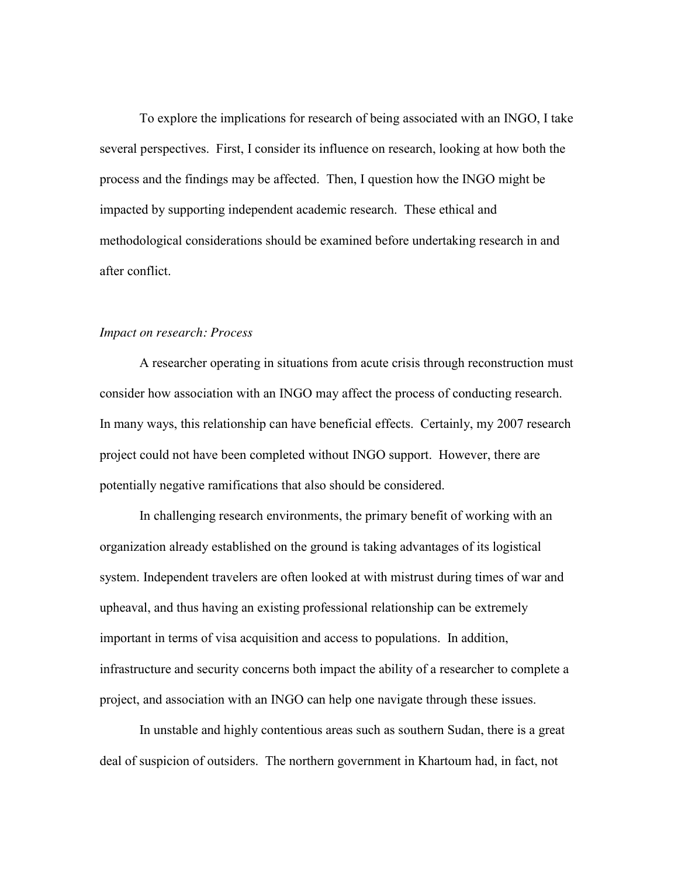To explore the implications for research of being associated with an INGO, I take several perspectives. First, I consider its influence on research, looking at how both the process and the findings may be affected. Then, I question how the INGO might be impacted by supporting independent academic research. These ethical and methodological considerations should be examined before undertaking research in and after conflict.

*Impact on research: Process*

A researcher operating in situations from acute crisis through reconstruction must consider how association with an INGO may affect the process of conducting research. In many ways, this relationship can have beneficial effects. Certainly, my 2007 research project could not have been completed without INGO support. However, there are potentially negative ramifications that also should be considered.

In challenging research environments, the primary benefit of working with an organization already established on the ground is taking advantages of its logistical system. Independent travelers are often looked at with mistrust during times of war and upheaval, and thus having an existing professional relationship can be extremely important in terms of visa acquisition and access to populations. In addition, infrastructure and security concerns both impact the ability of a researcher to complete a project, and association with an INGO can help one navigate through these issues.

In unstable and highly contentious areas such as southern Sudan, there is a great deal of suspicion of outsiders. The northern government in Khartoum had, in fact, not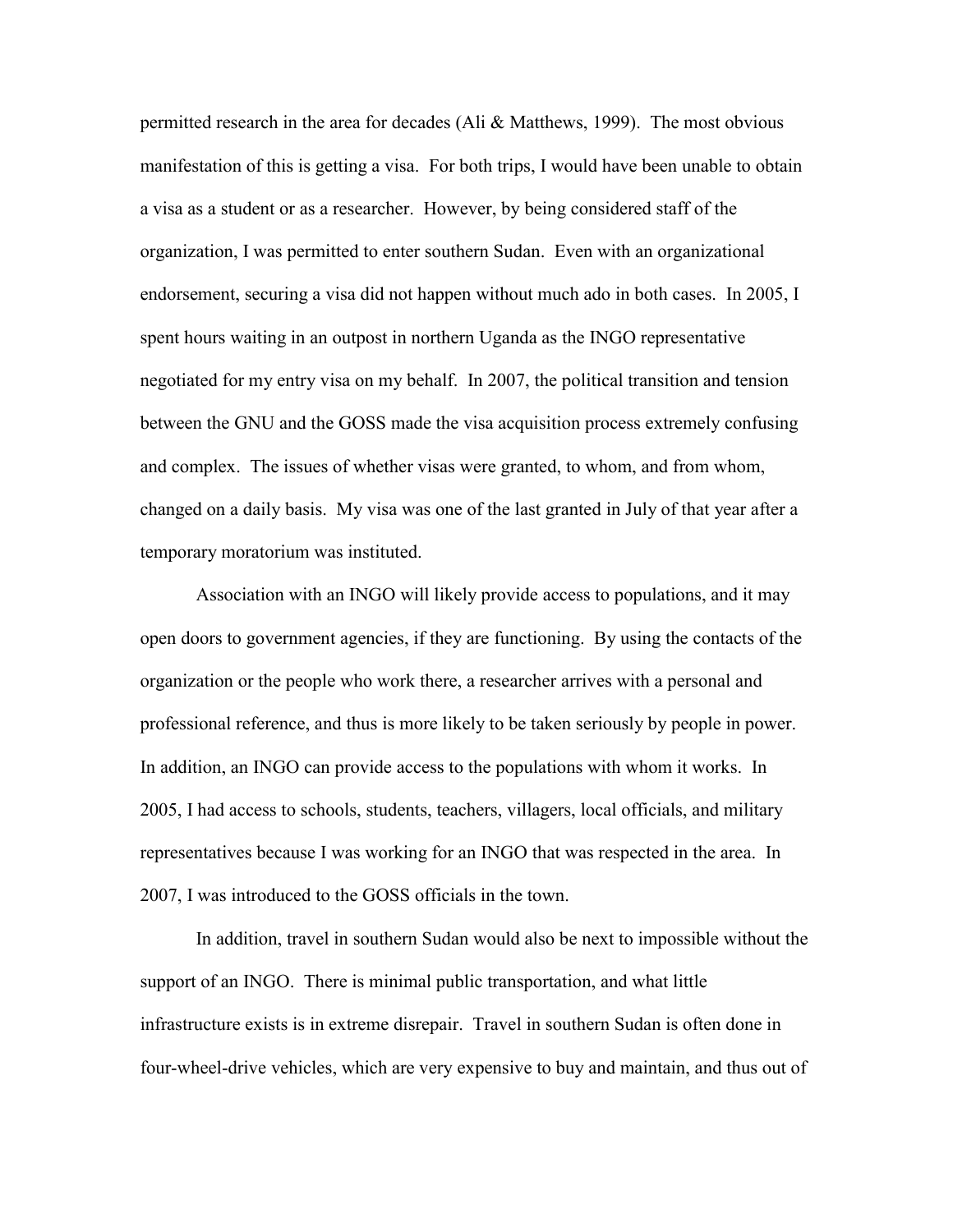permitted research in the area for decades (Ali & Matthews, 1999). The most obvious manifestation of this is getting a visa. For both trips, I would have been unable to obtain a visa as a student or as a researcher. However, by being considered staff of the organization, I was permitted to enter southern Sudan. Even with an organizational endorsement, securing a visa did not happen without much ado in both cases. In 2005, I spent hours waiting in an outpost in northern Uganda as the INGO representative negotiated for my entry visa on my behalf. In 2007, the political transition and tension between the GNU and the GOSS made the visa acquisition process extremely confusing and complex. The issues of whether visas were granted, to whom, and from whom, changed on a daily basis. My visa was one of the last granted in July of that year after a temporary moratorium was instituted.

Association with an INGO will likely provide access to populations, and it may open doors to government agencies, if they are functioning. By using the contacts of the organization or the people who work there, a researcher arrives with a personal and professional reference, and thus is more likely to be taken seriously by people in power. In addition, an INGO can provide access to the populations with whom it works. In 2005, I had access to schools, students, teachers, villagers, local officials, and military representatives because I was working for an INGO that was respected in the area. In 2007, I was introduced to the GOSS officials in the town.

In addition, travel in southern Sudan would also be next to impossible without the support of an INGO. There is minimal public transportation, and what little infrastructure exists is in extreme disrepair. Travel in southern Sudan is often done in four-wheel-drive vehicles, which are very expensive to buy and maintain, and thus out of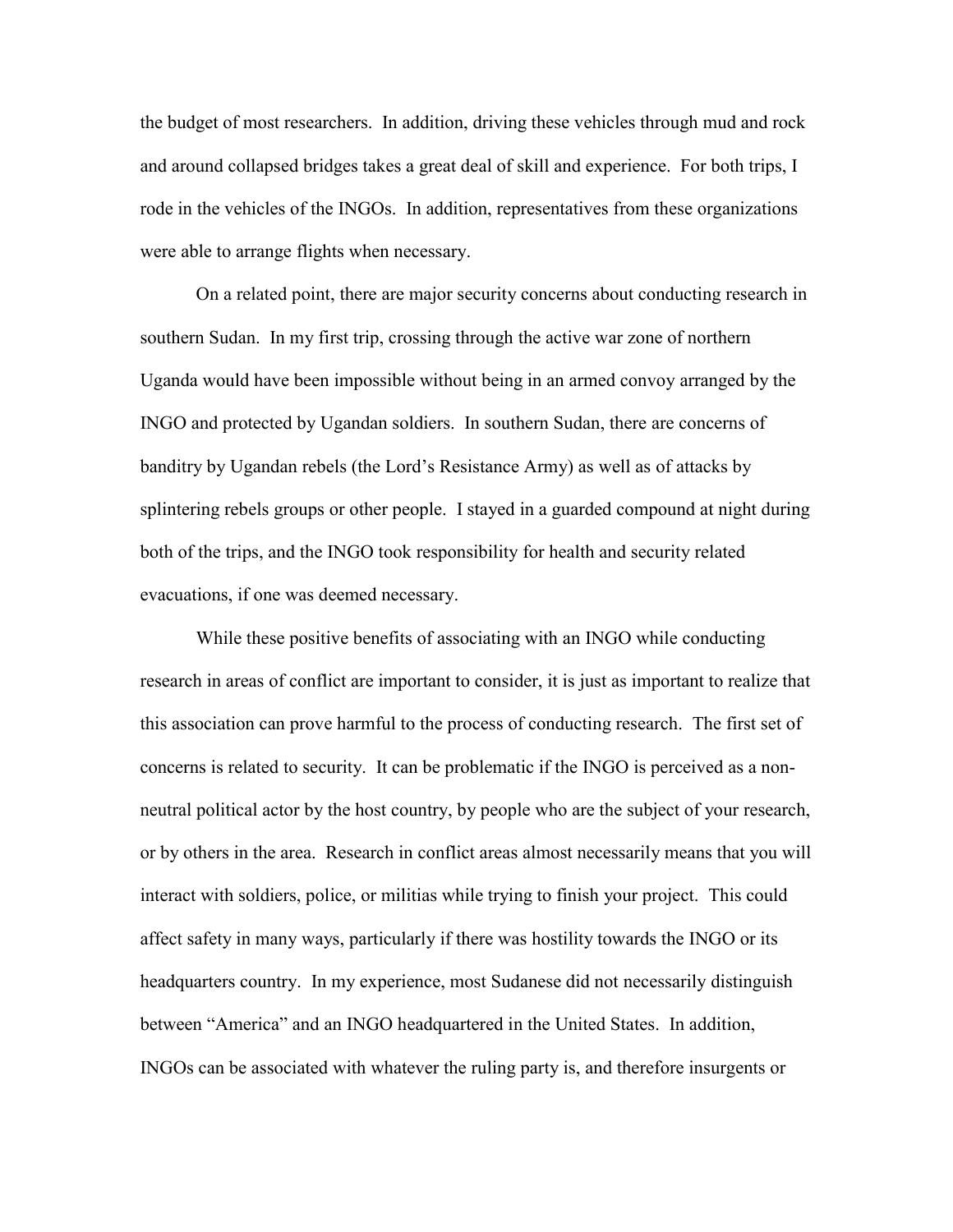the budget of most researchers. In addition, driving these vehicles through mud and rock and around collapsed bridges takes a great deal of skill and experience. For both trips, I rode in the vehicles of the INGOs. In addition, representatives from these organizations were able to arrange flights when necessary.

On a related point, there are major security concerns about conducting research in southern Sudan. In my first trip, crossing through the active war zone of northern Uganda would have been impossible without being in an armed convoy arranged by the INGO and protected by Ugandan soldiers. In southern Sudan, there are concerns of banditry by Ugandan rebels (the Lord's Resistance Army) as well as of attacks by splintering rebels groups or other people. I stayed in a guarded compound at night during both of the trips, and the INGO took responsibility for health and security related evacuations, if one was deemed necessary.

While these positive benefits of associating with an INGO while conducting research in areas of conflict are important to consider, it is just as important to realize that this association can prove harmful to the process of conducting research. The first set of concerns is related to security. It can be problematic if the INGO is perceived as a non-neutral political actor by the host country, by people who are the subject of your research, or by others in the area. Research in conflict areas almost necessarily means that you will interact with soldiers, police, or militias while trying to finish your project. This could affect safety in many ways, particularly if there was hostility towards the INGO or its headquarters country. In my experience, most Sudanese did not necessarily distinguish between "America" and an INGO headquartered in the United States. In addition, INGOs can be associated with whatever the ruling party is, and therefore insurgents or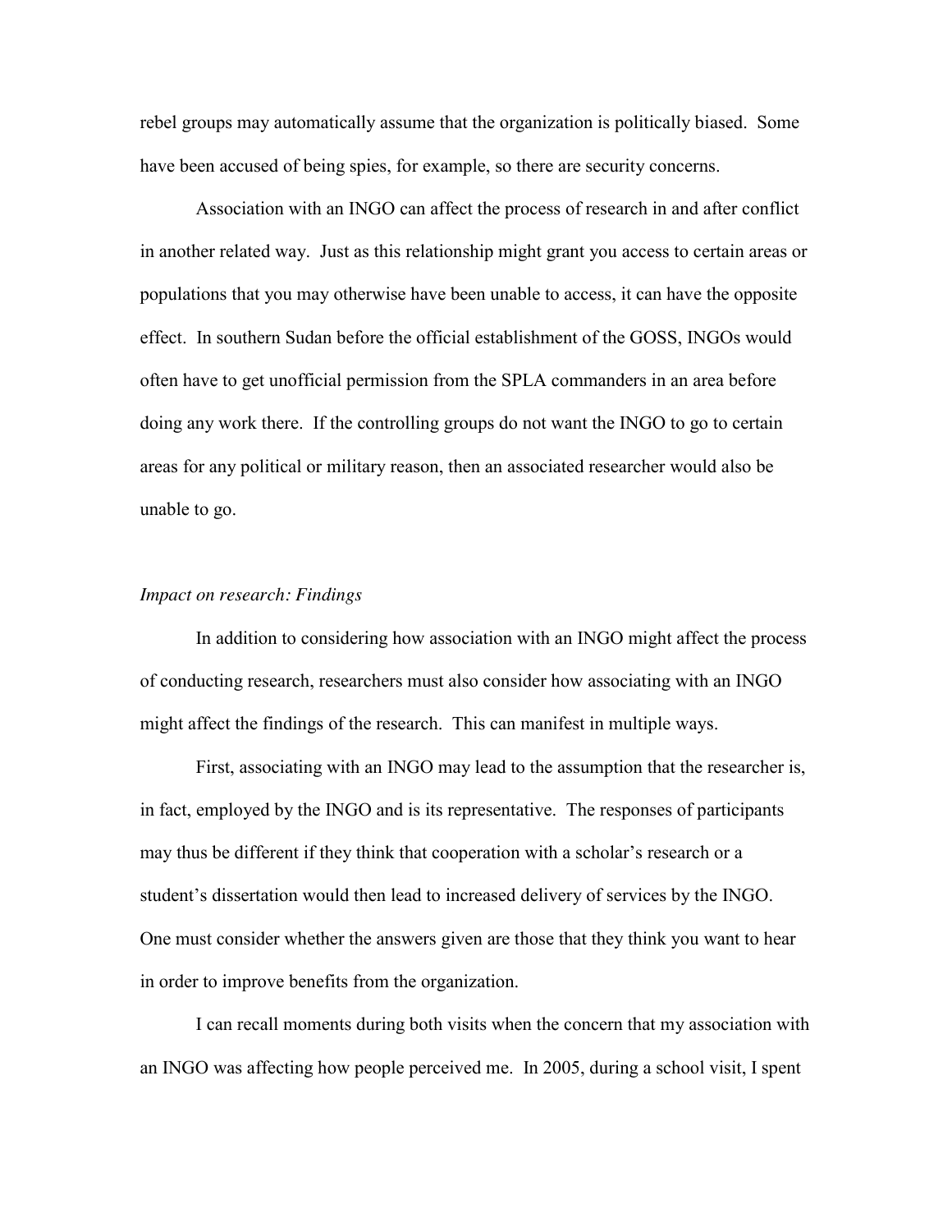rebel groups may automatically assume that the organization is politically biased. Some have been accused of being spies, for example, so there are security concerns.

Association with an INGO can affect the process of research in and after conflict in another related way. Just as this relationship might grant you access to certain areas or populations that you may otherwise have been unable to access, it can have the opposite effect. In southern Sudan before the official establishment of the GOSS, INGOs would often have to get unofficial permission from the SPLA commanders in an area before doing any work there. If the controlling groups do not want the INGO to go to certain areas for any political or military reason, then an associated researcher would also be unable to go.

*Impact on research: Findings*

In addition to considering how association with an INGO might affect the process of conducting research, researchers must also consider how associating with an INGO might affect the findings of the research. This can manifest in multiple ways.

First, associating with an INGO may lead to the assumption that the researcher is, in fact, employed by the INGO and is its representative. The responses of participants may thus be different if they think that cooperation with a scholar's research or a student's dissertation would then lead to increased delivery of services by the INGO. One must consider whether the answers given are those that they think you want to hear in order to improve benefits from the organization.

I can recall moments during both visits when the concern that my association with an INGO was affecting how people perceived me. In 2005, during a school visit, I spent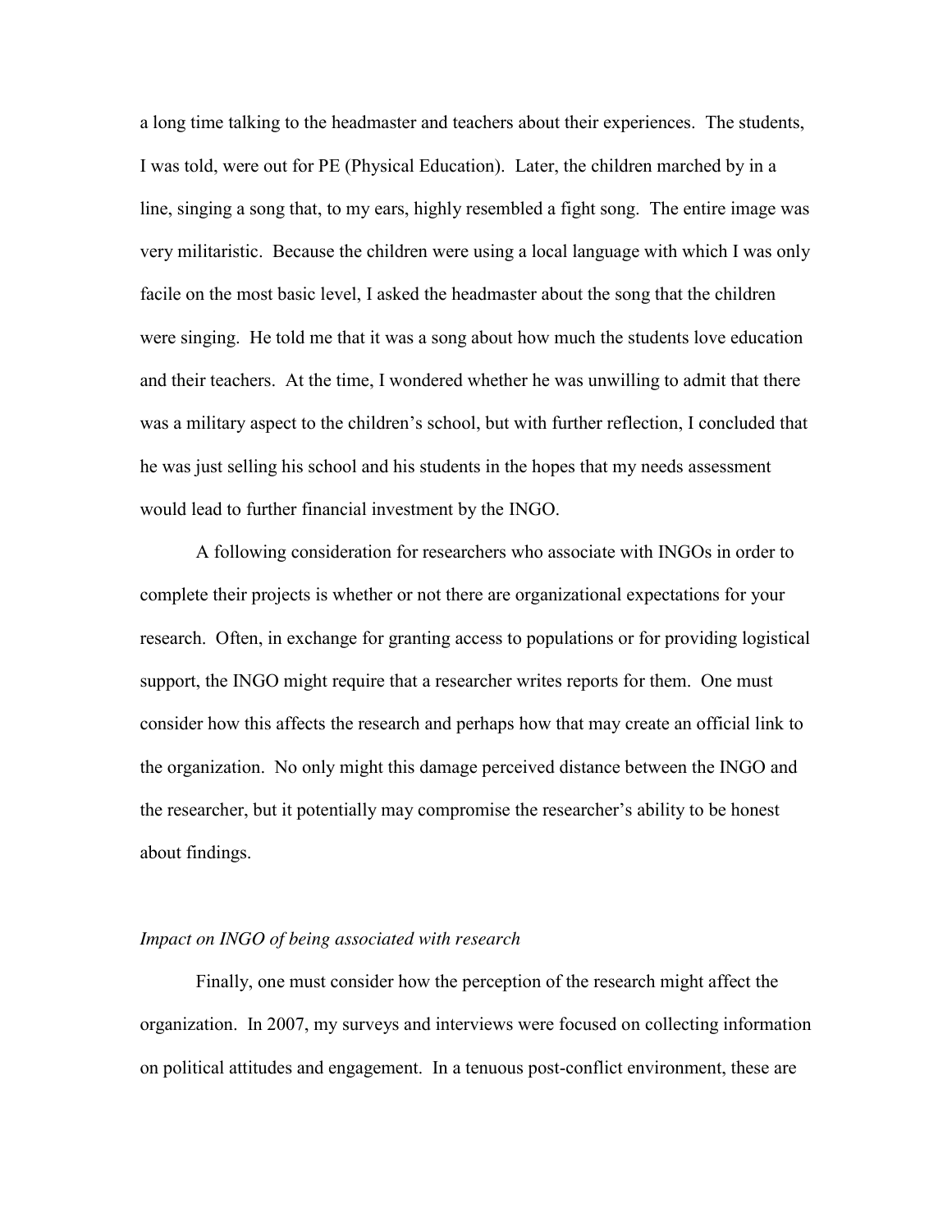a long time talking to the headmaster and teachers about their experiences. The students, I was told, were out for PE (Physical Education). Later, the children marched by in a line, singing a song that, to my ears, highly resembled a fight song. The entire image was very militaristic. Because the children were using a local language with which I was only facile on the most basic level, I asked the headmaster about the song that the children were singing. He told me that it was a song about how much the students love education and their teachers. At the time, I wondered whether he was unwilling to admit that there was a military aspect to the children's school, but with further reflection, I concluded that he was just selling his school and his students in the hopes that my needs assessment would lead to further financial investment by the INGO.

A following consideration for researchers who associate with INGOs in order to complete their projects is whether or not there are organizational expectations for your research. Often, in exchange for granting access to populations or for providing logistical support, the INGO might require that a researcher writes reports for them. One must consider how this affects the research and perhaps how that may create an official link to the organization. No only might this damage perceived distance between the INGO and the researcher, but it potentially may compromise the researcher's ability to be honest about findings.

*Impact on INGO of being associated with research*

Finally, one must consider how the perception of the research might affect the organization. In 2007, my surveys and interviews were focused on collecting information on political attitudes and engagement. In a tenuous post-conflict environment, these are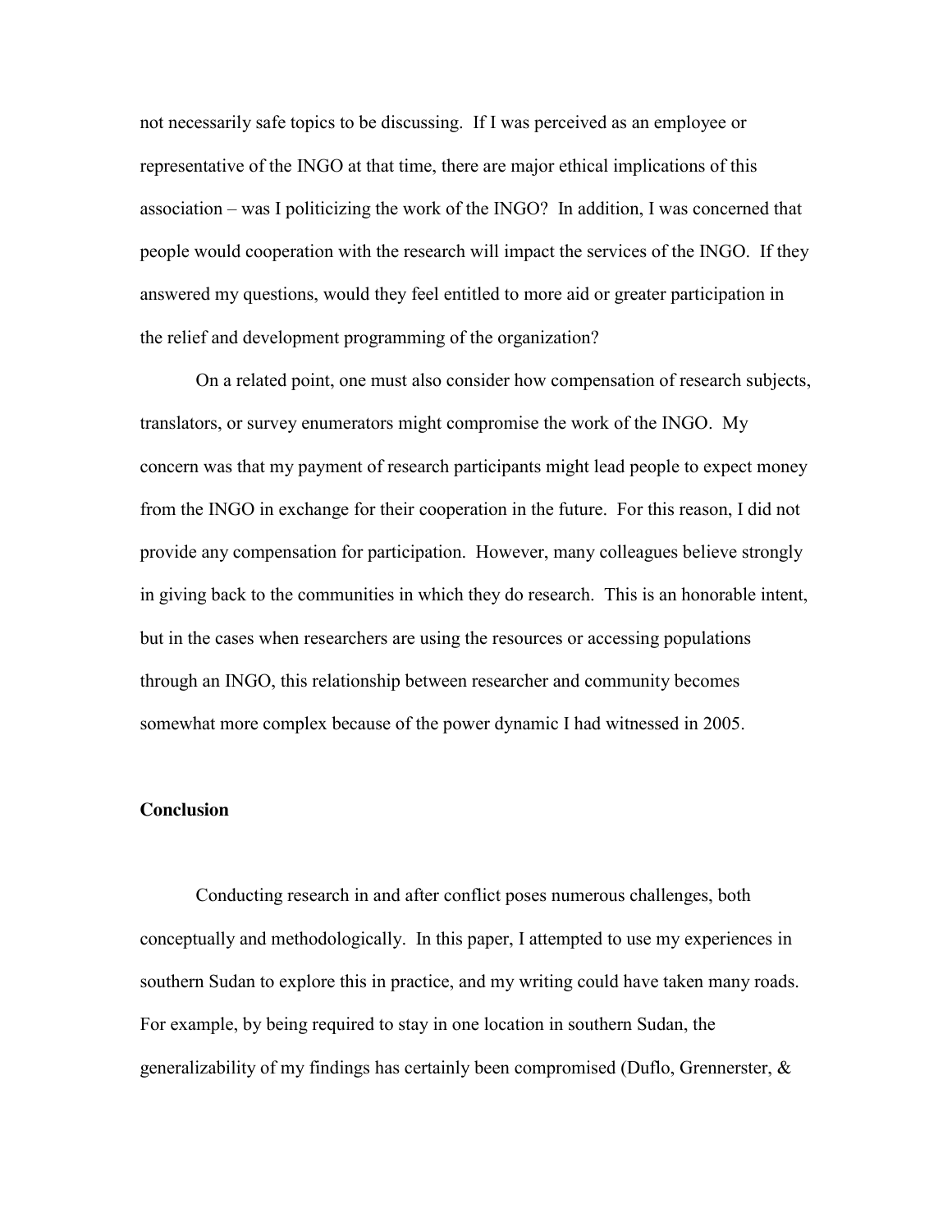not necessarily safe topics to be discussing. If I was perceived as an employee or representative of the INGO at that time, there are major ethical implications of this association – was I politicizing the work of the INGO? In addition, I was concerned that people would cooperation with the research will impact the services of the INGO. If they answered my questions, would they feel entitled to more aid or greater participation in the relief and development programming of the organization?

On a related point, one must also consider how compensation of research subjects, translators, or survey enumerators might compromise the work of the INGO. My concern was that my payment of research participants might lead people to expect money from the INGO in exchange for their cooperation in the future. For this reason, I did not provide any compensation for participation. However, many colleagues believe strongly in giving back to the communities in which they do research. This is an honorable intent, but in the cases when researchers are using the resources or accessing populations through an INGO, this relationship between researcher and community becomes somewhat more complex because of the power dynamic I had witnessed in 2005.

## Conclusion

Conducting research in and after conflict poses numerous challenges, both conceptually and methodologically. In this paper, I attempted to use my experiences in southern Sudan to explore this in practice, and my writing could have taken many roads. For example, by being required to stay in one location in southern Sudan, the generalizability of my findings has certainly been compromised (Duflo, Grennerster, &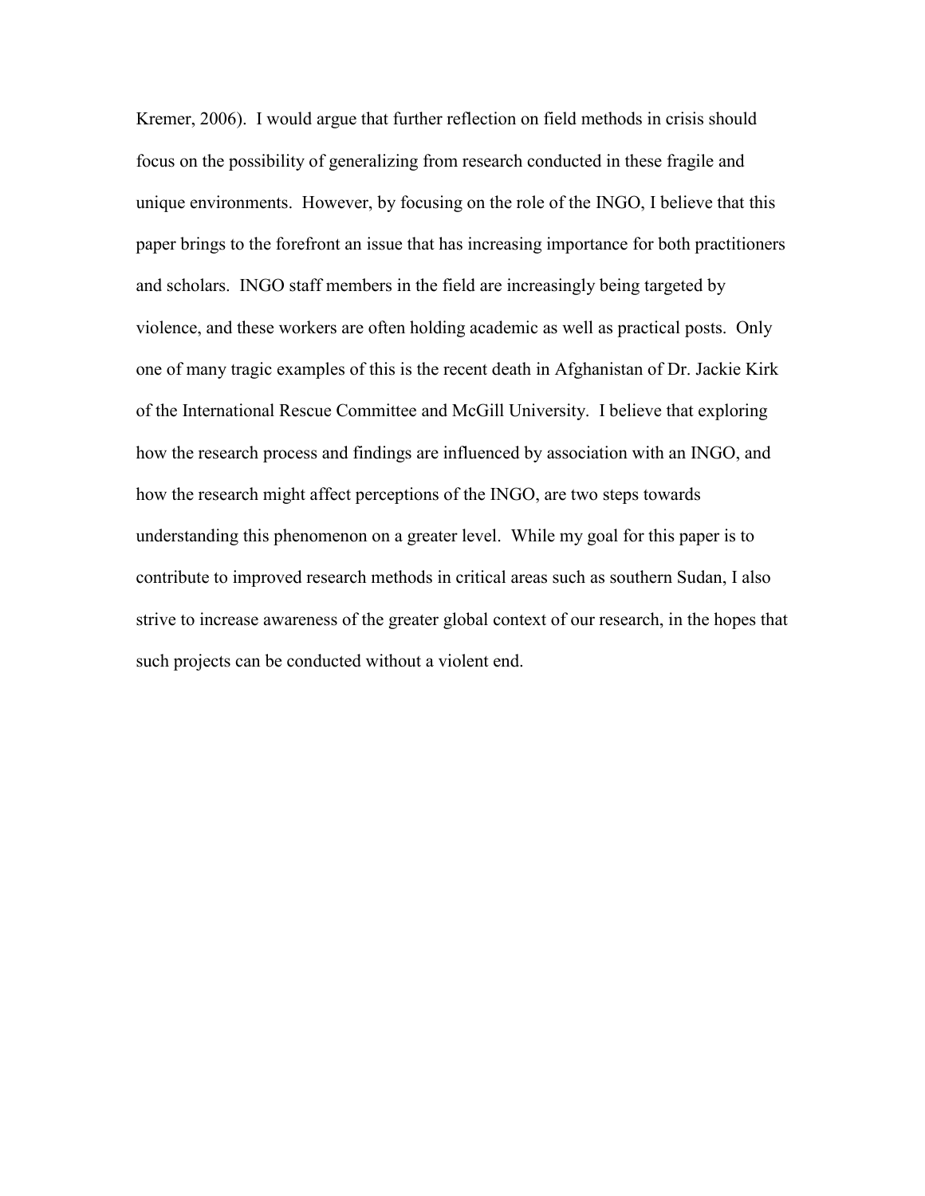Kremer, 2006). I would argue that further reflection on field methods in crisis should focus on the possibility of generalizing from research conducted in these fragile and unique environments. However, by focusing on the role of the INGO, I believe that this paper brings to the forefront an issue that has increasing importance for both practitioners and scholars. INGO staff members in the field are increasingly being targeted by violence, and these workers are often holding academic as well as practical posts. Only one of many tragic examples of this is the recent death in Afghanistan of Dr. Jackie Kirk of the International Rescue Committee and McGill University. I believe that exploring how the research process and findings are influenced by association with an INGO, and how the research might affect perceptions of the INGO, are two steps towards understanding this phenomenon on a greater level. While my goal for this paper is to contribute to improved research methods in critical areas such as southern Sudan, I also strive to increase awareness of the greater global context of our research, in the hopes that such projects can be conducted without a violent end.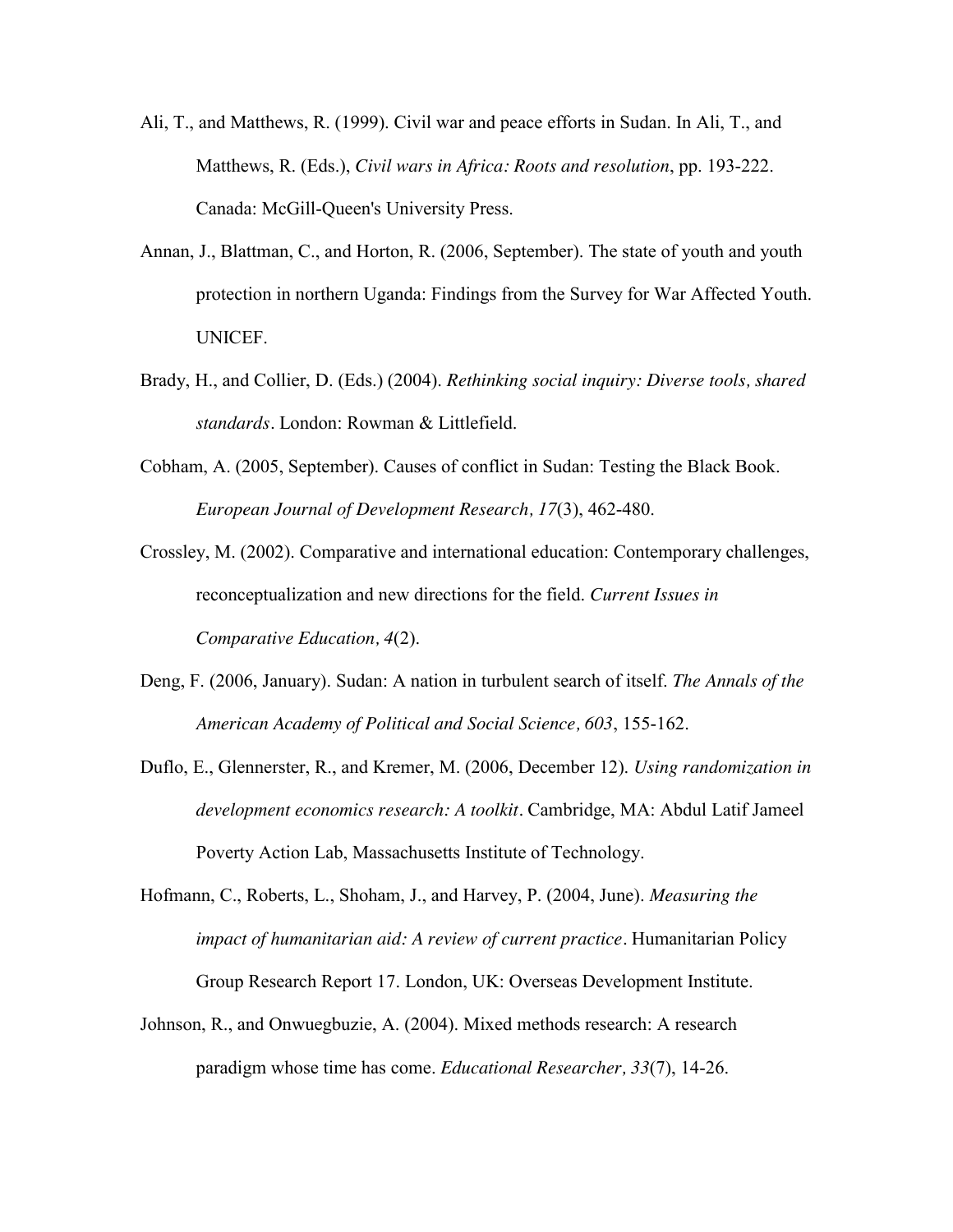Ali, T., and Matthews, R. (1999). Civil war and peace efforts in Sudan. In Ali, T., and Matthews, R. (Eds.), *Civil wars in Africa: Roots and resolution*, pp. 193-222. Canada: McGill-Queen's University Press.

Annan, J., Blattman, C., and Horton, R. (2006, September). The state of youth and youth protection in northern Uganda: Findings from the Survey for War Affected Youth. UNICEF.

Brady, H., and Collier, D. (Eds.) (2004). *Rethinking social inquiry: Diverse tools, shared standards*. London: Rowman & Littlefield.

Cobham, A. (2005, September). Causes of conflict in Sudan: Testing the Black Book. *European Journal of Development Research, 17*(3), 462-480.

Crossley, M. (2002). Comparative and international education: Contemporary challenges, reconceptualization and new directions for the field. *Current Issues in Comparative Education, 4*(2).

Deng, F. (2006, January). Sudan: A nation in turbulent search of itself. *The Annals of the American Academy of Political and Social Science, 603*, 155-162.

Duflo, E., Glennerster, R., and Kremer, M. (2006, December 12). *Using randomization in development economics research: A toolkit*. Cambridge, MA: Abdul Latif Jameel Poverty Action Lab, Massachusetts Institute of Technology.

Hofmann, C., Roberts, L., Shoham, J., and Harvey, P. (2004, June). *Measuring the impact of humanitarian aid: A review of current practice*. Humanitarian Policy Group Research Report 17. London, UK: Overseas Development Institute.

Johnson, R., and Onwuegbuzie, A. (2004). Mixed methods research: A research paradigm whose time has come. *Educational Researcher, 33*(7), 14-26.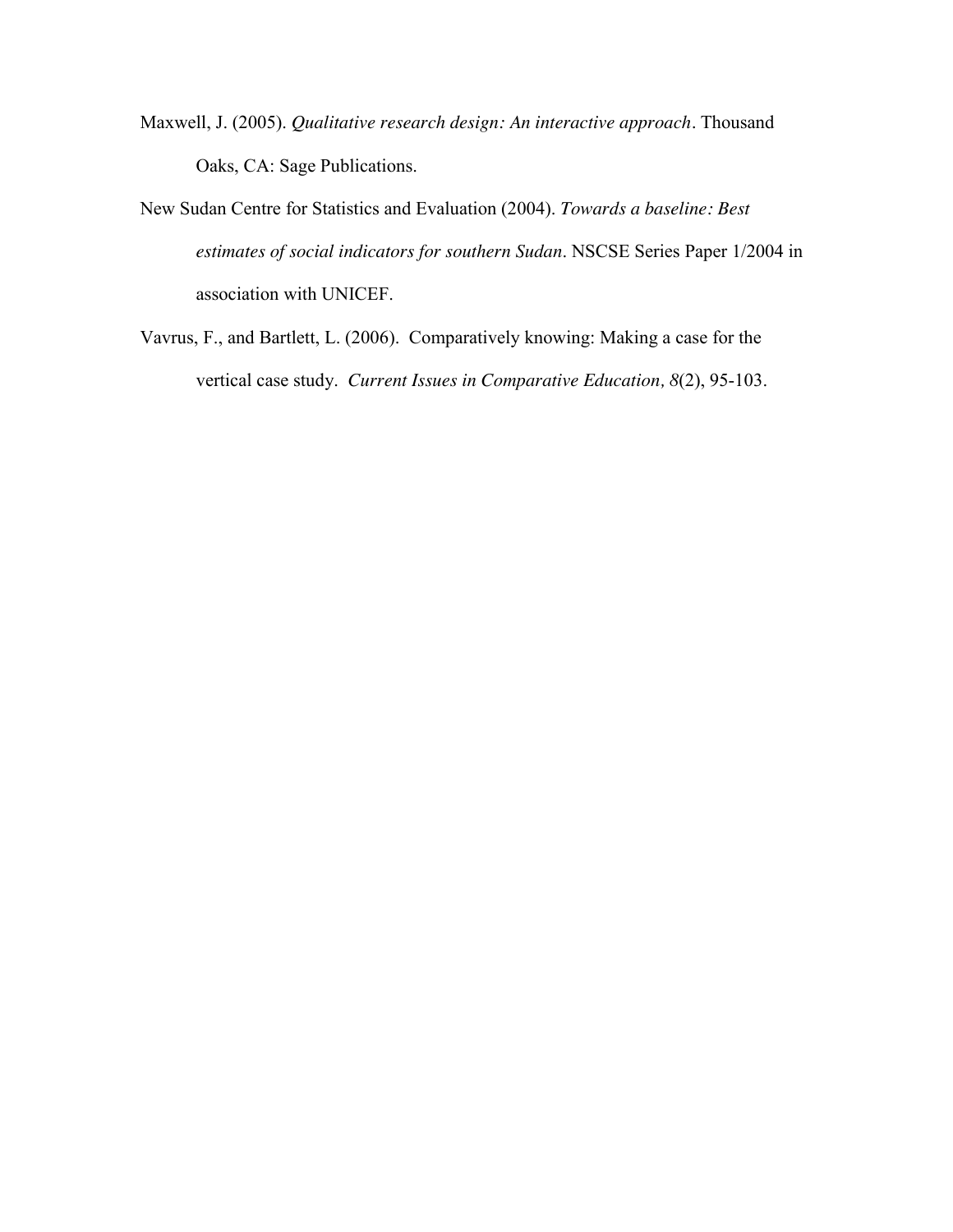Maxwell, J. (2005). *Qualitative research design: An interactive approach*. Thousand Oaks, CA: Sage Publications.

New Sudan Centre for Statistics and Evaluation (2004). *Towards a baseline: Best estimates of social indicators for southern Sudan*. NSCSE Series Paper 1/2004 in association with UNICEF.

Vavrus, F., and Bartlett, L. (2006). Comparatively knowing: Making a case for the vertical case study. *Current Issues in Comparative Education, 8*(2), 95-103.